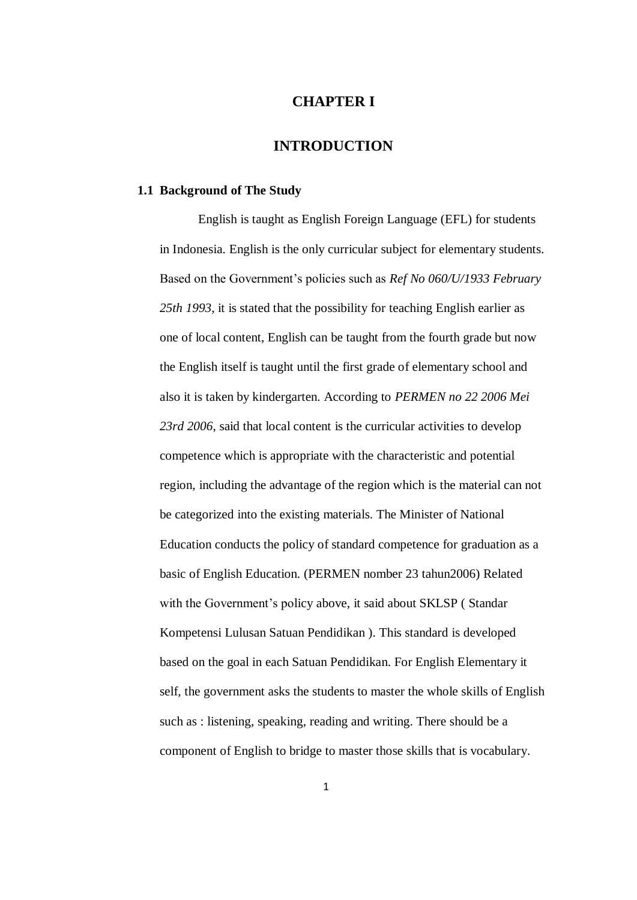# CHAPTER I

# INTRODUCTION

## 1.1 Background of The Study

English is taught as English Foreign Language (EFL) for students in Indonesia. English is the only curricular subject for elementary students. Based on the Government's policies such as *Ref No 060/U/1933 February 25th 1993*, it is stated that the possibility for teaching English earlier as one of local content, English can be taught from the fourth grade but now the English itself is taught until the first grade of elementary school and also it is taken by kindergarten. According to *PERMEN no 22 2006 Mei 23rd 2006*, said that local content is the curricular activities to develop competence which is appropriate with the characteristic and potential region, including the advantage of the region which is the material can not be categorized into the existing materials. The Minister of National Education conducts the policy of standard competence for graduation as a basic of English Education. (PERMEN nomber 23 tahun2006) Related with the Government's policy above, it said about SKLSP ( Standar Kompetensi Lulusan Satuan Pendidikan ). This standard is developed based on the goal in each Satuan Pendidikan. For English Elementary it self, the government asks the students to master the whole skills of English such as : listening, speaking, reading and writing. There should be a component of English to bridge to master those skills that is vocabulary.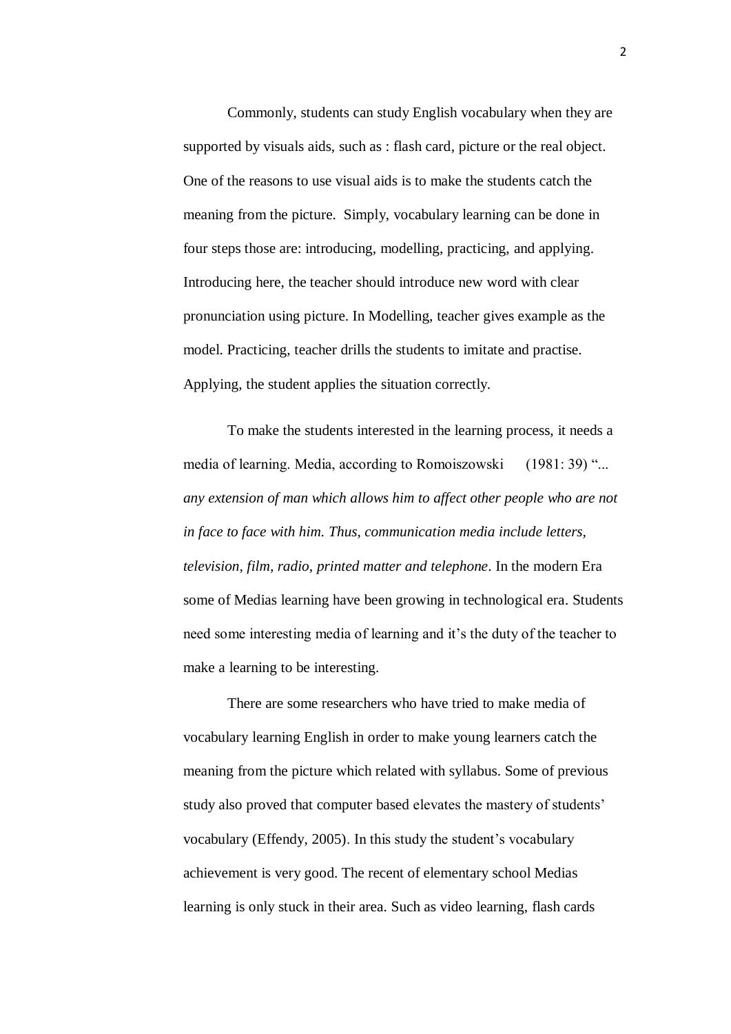Commonly, students can study English vocabulary when they are supported by visuals aids, such as : flash card, picture or the real object. One of the reasons to use visual aids is to make the students catch the meaning from the picture. Simply, vocabulary learning can be done in four steps those are: introducing, modelling, practicing, and applying. Introducing here, the teacher should introduce new word with clear pronunciation using picture. In Modelling, teacher gives example as the model. Practicing, teacher drills the students to imitate and practise. Applying, the student applies the situation correctly.

To make the students interested in the learning process, it needs a media of learning. Media, according to Romoiszowski (1981: 39) "*... any extension of man which allows him to affect other people who are not in face to face with him. Thus, communication media include letters, television, film, radio, printed matter and telephone*. In the modern Era some of Medias learning have been growing in technological era. Students need some interesting media of learning and it's the duty of the teacher to make a learning to be interesting.

There are some researchers who have tried to make media of vocabulary learning English in order to make young learners catch the meaning from the picture which related with syllabus. Some of previous study also proved that computer based elevates the mastery of students' vocabulary (Effendy, 2005). In this study the student's vocabulary achievement is very good. The recent of elementary school Medias learning is only stuck in their area. Such as video learning, flash cards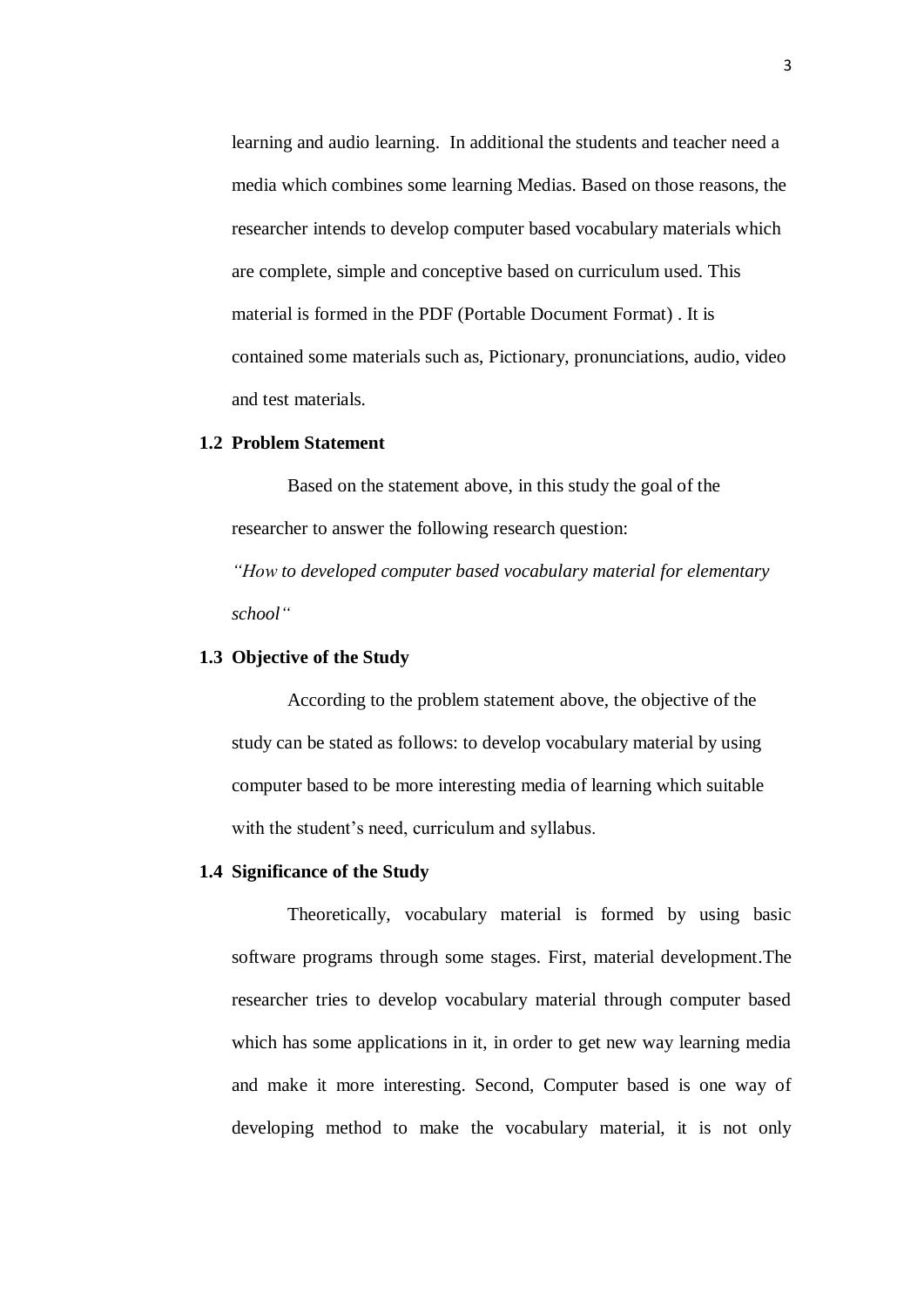learning and audio learning. In additional the students and teacher need a media which combines some learning Medias. Based on those reasons, the researcher intends to develop computer based vocabulary materials which are complete, simple and conceptive based on curriculum used. This material is formed in the PDF (Portable Document Format) . It is contained some materials such as, Pictionary, pronunciations, audio, video and test materials.

## 1.2 Problem Statement

Based on the statement above, in this study the goal of the researcher to answer the following research question:

*"How to developed computer based vocabulary material for elementary school"*

## 1.3 Objective of the Study

According to the problem statement above, the objective of the study can be stated as follows: to develop vocabulary material by using computer based to be more interesting media of learning which suitable with the student's need, curriculum and syllabus.

## 1.4 Significance of the Study

Theoretically, vocabulary material is formed by using basic software programs through some stages. First, material development.The researcher tries to develop vocabulary material through computer based which has some applications in it, in order to get new way learning media and make it more interesting. Second, Computer based is one way of developing method to make the vocabulary material, it is not only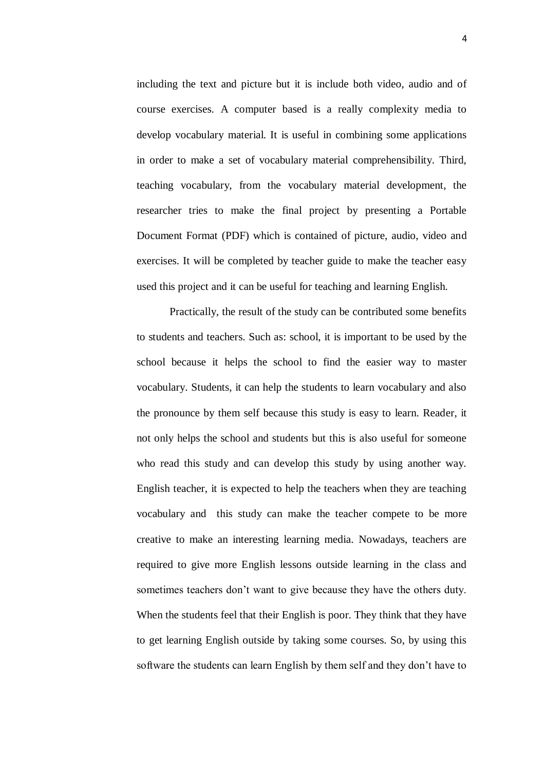including the text and picture but it is include both video, audio and of course exercises. A computer based is a really complexity media to develop vocabulary material. It is useful in combining some applications in order to make a set of vocabulary material comprehensibility. Third, teaching vocabulary, from the vocabulary material development, the researcher tries to make the final project by presenting a Portable Document Format (PDF) which is contained of picture, audio, video and exercises. It will be completed by teacher guide to make the teacher easy used this project and it can be useful for teaching and learning English.

Practically, the result of the study can be contributed some benefits to students and teachers. Such as: school, it is important to be used by the school because it helps the school to find the easier way to master vocabulary. Students, it can help the students to learn vocabulary and also the pronounce by them self because this study is easy to learn. Reader, it not only helps the school and students but this is also useful for someone who read this study and can develop this study by using another way. English teacher, it is expected to help the teachers when they are teaching vocabulary and this study can make the teacher compete to be more creative to make an interesting learning media. Nowadays, teachers are required to give more English lessons outside learning in the class and sometimes teachers don't want to give because they have the others duty. When the students feel that their English is poor. They think that they have to get learning English outside by taking some courses. So, by using this software the students can learn English by them self and they don't have to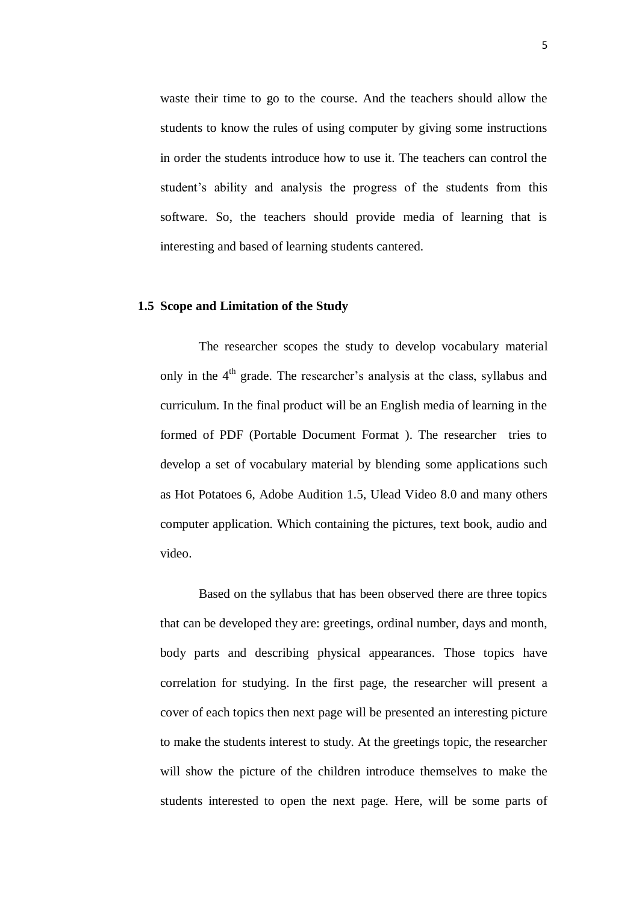waste their time to go to the course. And the teachers should allow the students to know the rules of using computer by giving some instructions in order the students introduce how to use it. The teachers can control the student's ability and analysis the progress of the students from this software. So, the teachers should provide media of learning that is interesting and based of learning students cantered.

## 1.5 Scope and Limitation of the Study

The researcher scopes the study to develop vocabulary material only in the 4th grade. The researcher's analysis at the class, syllabus and curriculum. In the final product will be an English media of learning in the formed of PDF (Portable Document Format ). The researcher tries to develop a set of vocabulary material by blending some applications such as Hot Potatoes 6, Adobe Audition 1.5, Ulead Video 8.0 and many others computer application. Which containing the pictures, text book, audio and video.

Based on the syllabus that has been observed there are three topics that can be developed they are: greetings, ordinal number, days and month, body parts and describing physical appearances. Those topics have correlation for studying. In the first page, the researcher will present a cover of each topics then next page will be presented an interesting picture to make the students interest to study. At the greetings topic, the researcher will show the picture of the children introduce themselves to make the students interested to open the next page. Here, will be some parts of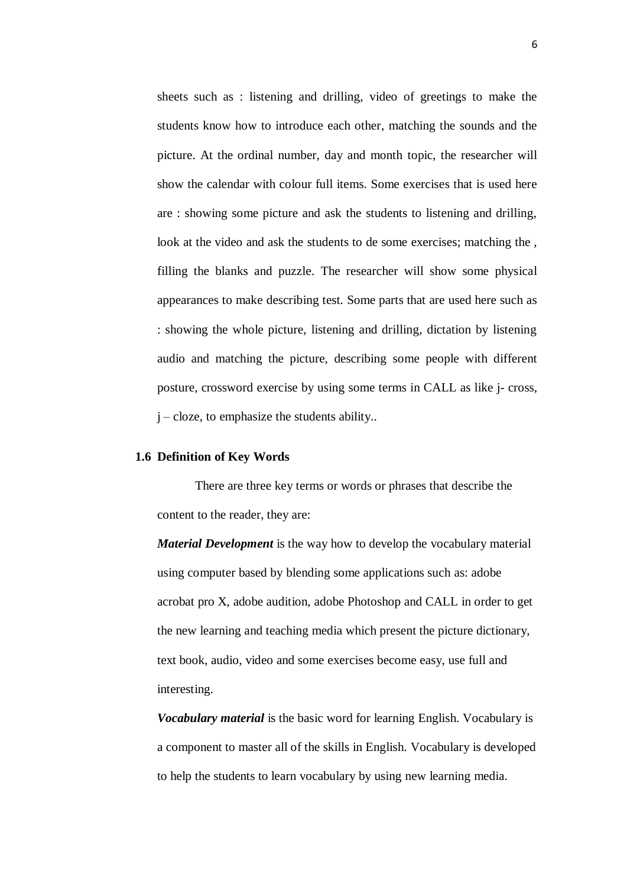sheets such as : listening and drilling, video of greetings to make the students know how to introduce each other, matching the sounds and the picture. At the ordinal number, day and month topic, the researcher will show the calendar with colour full items. Some exercises that is used here are : showing some picture and ask the students to listening and drilling, look at the video and ask the students to de some exercises; matching the , filling the blanks and puzzle. The researcher will show some physical appearances to make describing test. Some parts that are used here such as : showing the whole picture, listening and drilling, dictation by listening audio and matching the picture, describing some people with different posture, crossword exercise by using some terms in CALL as like j- cross, j – cloze, to emphasize the students ability..

## 1.6 Definition of Key Words

There are three key terms or words or phrases that describe the content to the reader, they are:

***Material Development*** is the way how to develop the vocabulary material using computer based by blending some applications such as: adobe acrobat pro X, adobe audition, adobe Photoshop and CALL in order to get the new learning and teaching media which present the picture dictionary, text book, audio, video and some exercises become easy, use full and interesting.

***Vocabulary material*** is the basic word for learning English. Vocabulary is a component to master all of the skills in English. Vocabulary is developed to help the students to learn vocabulary by using new learning media.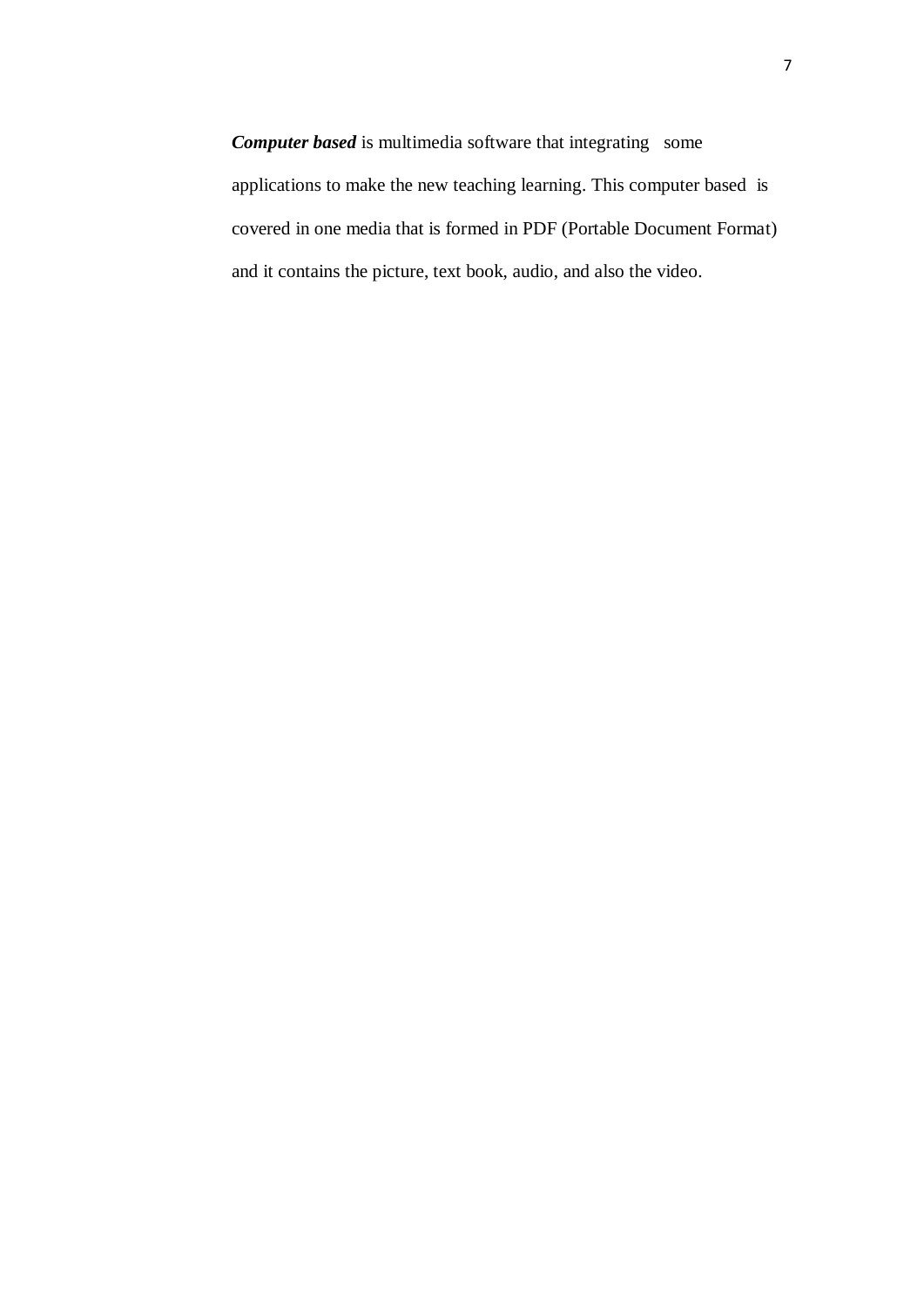***Computer based*** is multimedia software that integrating some applications to make the new teaching learning. This computer based is covered in one media that is formed in PDF (Portable Document Format) and it contains the picture, text book, audio, and also the video.